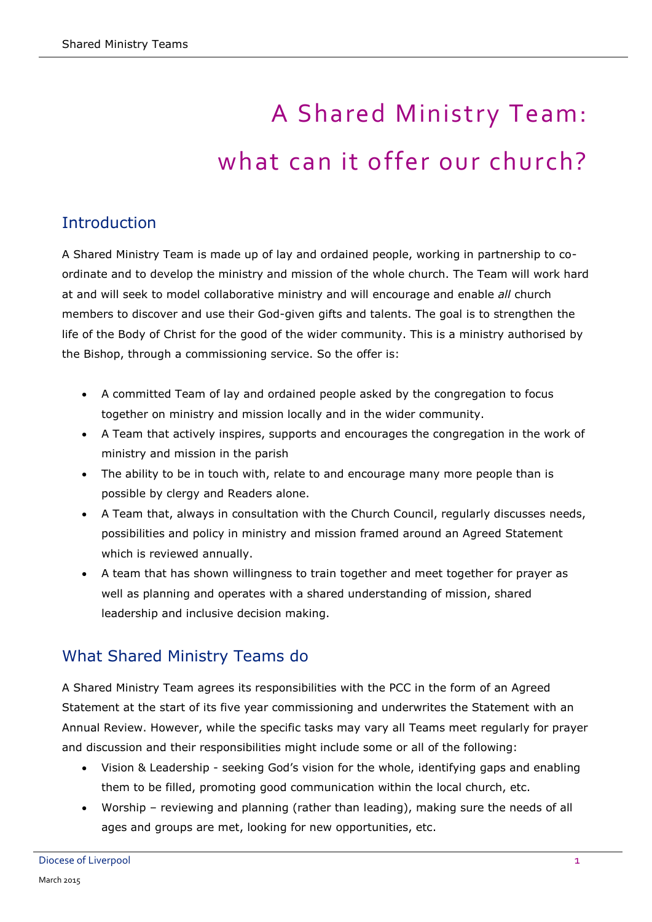# A Shared Ministry Team: what can it offer our church?

## Introduction

A Shared Ministry Team is made up of lay and ordained people, working in partnership to co-ordinate and to develop the ministry and mission of the whole church. The Team will work hard at and will seek to model collaborative ministry and will encourage and enable *all* church members to discover and use their God-given gifts and talents. The goal is to strengthen the life of the Body of Christ for the good of the wider community. This is a ministry authorised by the Bishop, through a commissioning service. So the offer is:

- A committed Team of lay and ordained people asked by the congregation to focus together on ministry and mission locally and in the wider community.
- A Team that actively inspires, supports and encourages the congregation in the work of ministry and mission in the parish
- The ability to be in touch with, relate to and encourage many more people than is possible by clergy and Readers alone.
- A Team that, always in consultation with the Church Council, regularly discusses needs, possibilities and policy in ministry and mission framed around an Agreed Statement which is reviewed annually.
- A team that has shown willingness to train together and meet together for prayer as well as planning and operates with a shared understanding of mission, shared leadership and inclusive decision making.

## What Shared Ministry Teams do

A Shared Ministry Team agrees its responsibilities with the PCC in the form of an Agreed Statement at the start of its five year commissioning and underwrites the Statement with an Annual Review. However, while the specific tasks may vary all Teams meet regularly for prayer and discussion and their responsibilities might include some or all of the following:

- Vision & Leadership - seeking God's vision for the whole, identifying gaps and enabling them to be filled, promoting good communication within the local church, etc.
- Worship – reviewing and planning (rather than leading), making sure the needs of all ages and groups are met, looking for new opportunities, etc.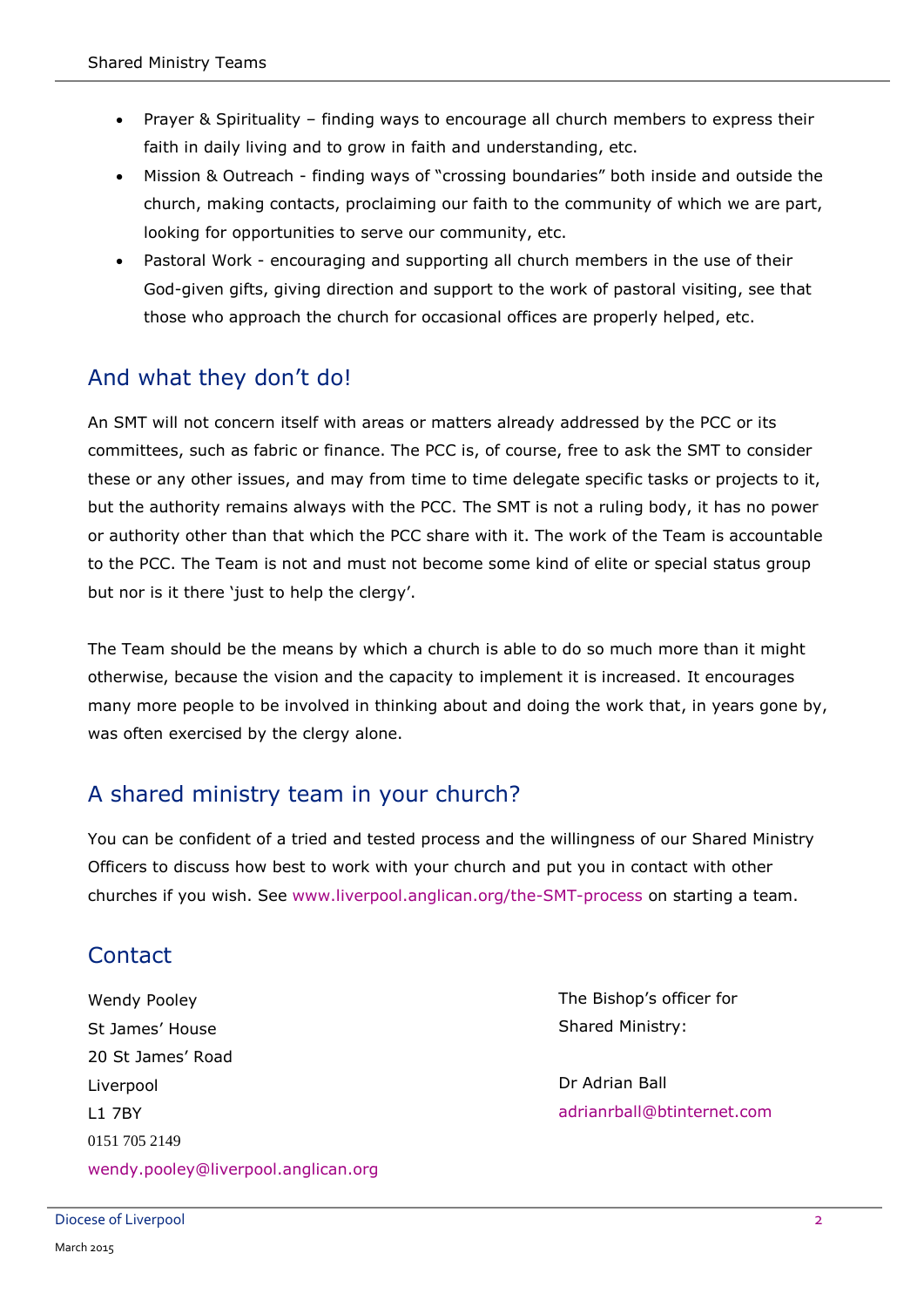- Prayer & Spirituality – finding ways to encourage all church members to express their faith in daily living and to grow in faith and understanding, etc.
- Mission & Outreach - finding ways of "crossing boundaries" both inside and outside the church, making contacts, proclaiming our faith to the community of which we are part, looking for opportunities to serve our community, etc.
- Pastoral Work - encouraging and supporting all church members in the use of their God-given gifts, giving direction and support to the work of pastoral visiting, see that those who approach the church for occasional offices are properly helped, etc.

## And what they don't do!

An SMT will not concern itself with areas or matters already addressed by the PCC or its committees, such as fabric or finance. The PCC is, of course, free to ask the SMT to consider these or any other issues, and may from time to time delegate specific tasks or projects to it, but the authority remains always with the PCC. The SMT is not a ruling body, it has no power or authority other than that which the PCC share with it. The work of the Team is accountable to the PCC. The Team is not and must not become some kind of elite or special status group but nor is it there 'just to help the clergy'.

The Team should be the means by which a church is able to do so much more than it might otherwise, because the vision and the capacity to implement it is increased. It encourages many more people to be involved in thinking about and doing the work that, in years gone by, was often exercised by the clergy alone.

## A shared ministry team in your church?

You can be confident of a tried and tested process and the willingness of our Shared Ministry Officers to discuss how best to work with your church and put you in contact with other churches if you wish. See www.liverpool.anglican.org/the-SMT-process on starting a team.

## Contact

Wendy Pooley
St James' House
20 St James' Road
Liverpool
L1 7BY
0151 705 2149
wendy.pooley@liverpool.anglican.org

The Bishop's officer for Shared Ministry:

Dr Adrian Ball
adrianrball@btinternet.com

Diocese of Liverpool

March 2015